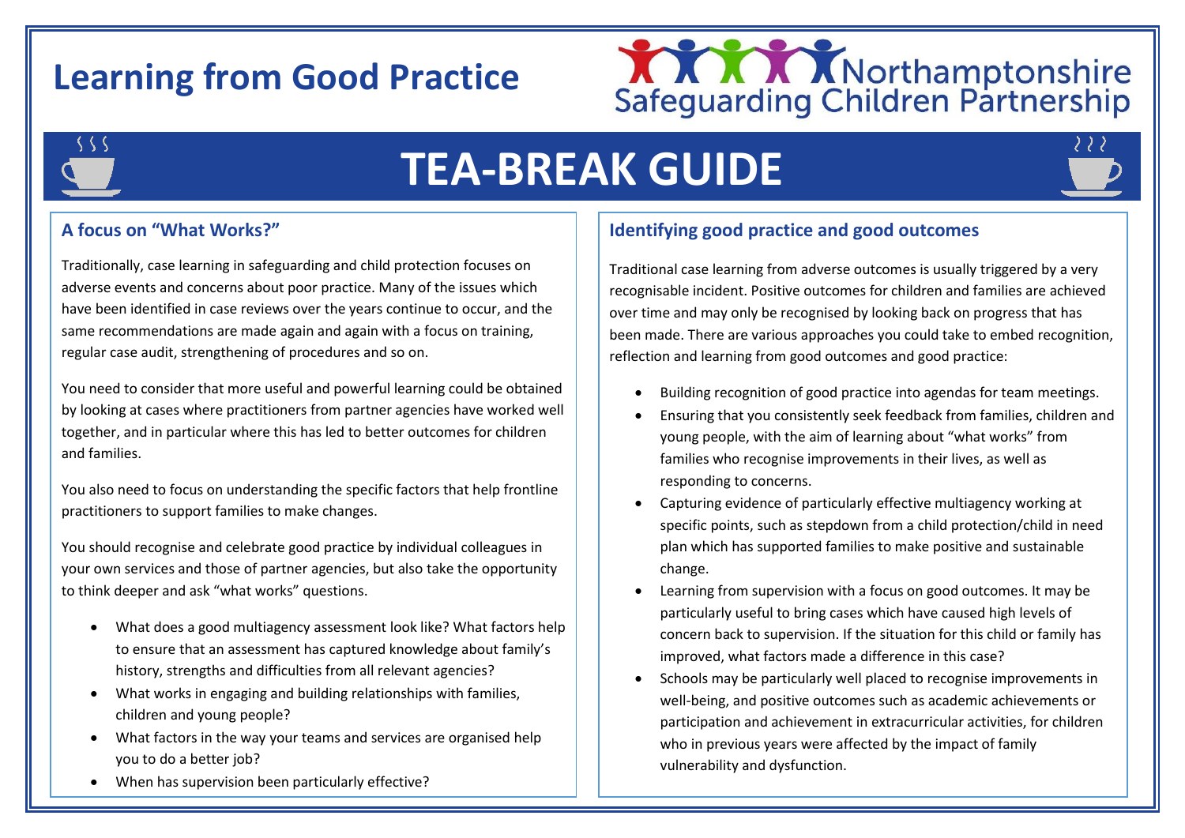# Learning from Good Practice

Northamptonshire Safeguarding Children Partnership

# TEA-BREAK GUIDE

## A focus on "What Works?"

Traditionally, case learning in safeguarding and child protection focuses on adverse events and concerns about poor practice. Many of the issues which have been identified in case reviews over the years continue to occur, and the same recommendations are made again and again with a focus on training, regular case audit, strengthening of procedures and so on.

You need to consider that more useful and powerful learning could be obtained by looking at cases where practitioners from partner agencies have worked well together, and in particular where this has led to better outcomes for children and families.

You also need to focus on understanding the specific factors that help frontline practitioners to support families to make changes.

You should recognise and celebrate good practice by individual colleagues in your own services and those of partner agencies, but also take the opportunity to think deeper and ask "what works" questions.

- What does a good multiagency assessment look like? What factors help to ensure that an assessment has captured knowledge about family's history, strengths and difficulties from all relevant agencies?
- What works in engaging and building relationships with families, children and young people?
- What factors in the way your teams and services are organised help you to do a better job?
- When has supervision been particularly effective?

## Identifying good practice and good outcomes

Traditional case learning from adverse outcomes is usually triggered by a very recognisable incident. Positive outcomes for children and families are achieved over time and may only be recognised by looking back on progress that has been made. There are various approaches you could take to embed recognition, reflection and learning from good outcomes and good practice:

- Building recognition of good practice into agendas for team meetings.
- Ensuring that you consistently seek feedback from families, children and young people, with the aim of learning about "what works" from families who recognise improvements in their lives, as well as responding to concerns.
- Capturing evidence of particularly effective multiagency working at specific points, such as stepdown from a child protection/child in need plan which has supported families to make positive and sustainable change.
- Learning from supervision with a focus on good outcomes. It may be particularly useful to bring cases which have caused high levels of concern back to supervision. If the situation for this child or family has improved, what factors made a difference in this case?
- Schools may be particularly well placed to recognise improvements in well-being, and positive outcomes such as academic achievements or participation and achievement in extracurricular activities, for children who in previous years were affected by the impact of family vulnerability and dysfunction.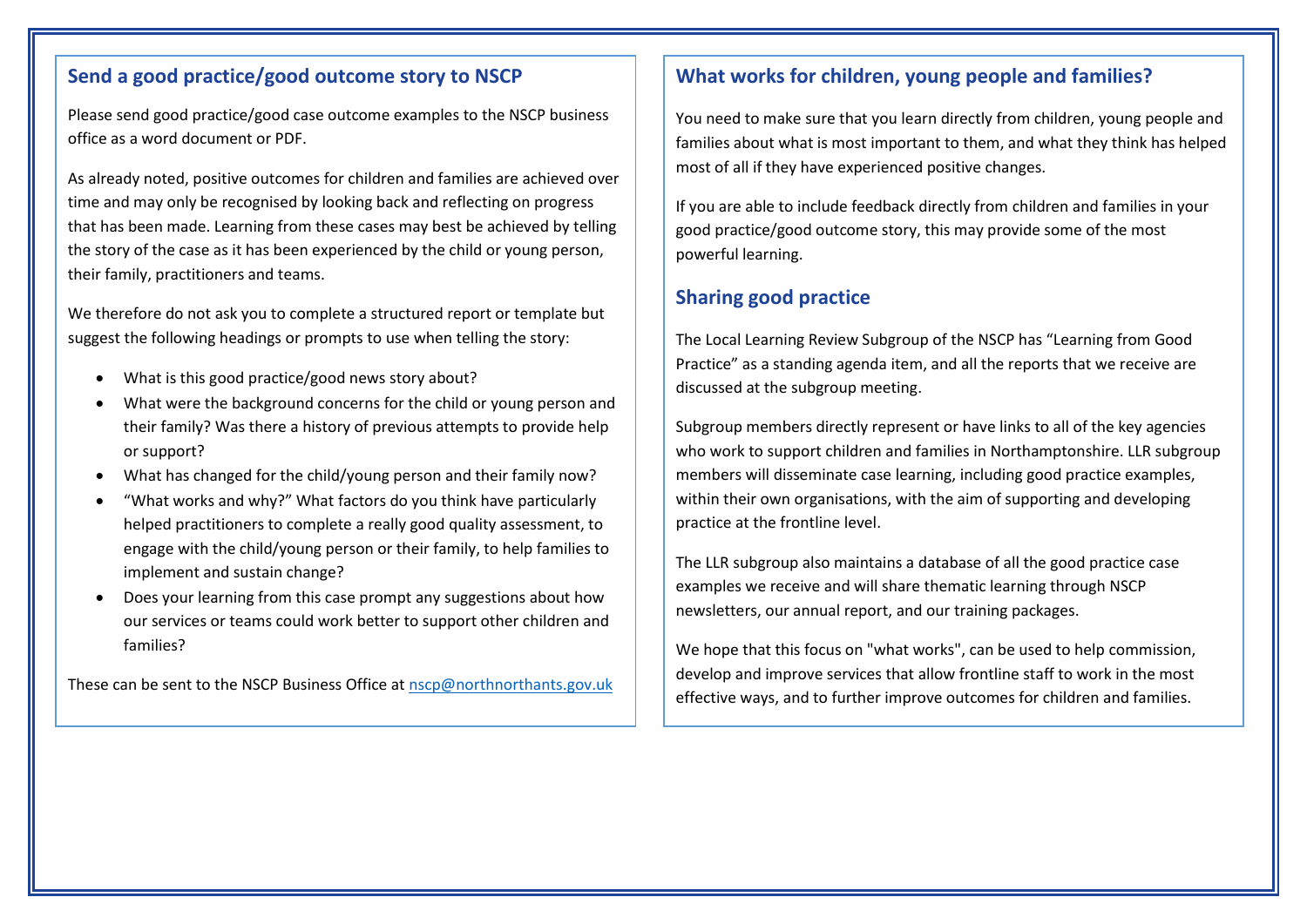## Send a good practice/good outcome story to NSCP

Please send good practice/good case outcome examples to the NSCP business office as a word document or PDF.

As already noted, positive outcomes for children and families are achieved over time and may only be recognised by looking back and reflecting on progress that has been made. Learning from these cases may best be achieved by telling the story of the case as it has been experienced by the child or young person, their family, practitioners and teams.

We therefore do not ask you to complete a structured report or template but suggest the following headings or prompts to use when telling the story:

- What is this good practice/good news story about?
- What were the background concerns for the child or young person and their family? Was there a history of previous attempts to provide help or support?
- What has changed for the child/young person and their family now?
- "What works and why?" What factors do you think have particularly helped practitioners to complete a really good quality assessment, to engage with the child/young person or their family, to help families to implement and sustain change?
- Does your learning from this case prompt any suggestions about how our services or teams could work better to support other children and families?

These can be sent to the NSCP Business Office at nscp@northnorthants.gov.uk

## What works for children, young people and families?

You need to make sure that you learn directly from children, young people and families about what is most important to them, and what they think has helped most of all if they have experienced positive changes.

If you are able to include feedback directly from children and families in your good practice/good outcome story, this may provide some of the most powerful learning.

## Sharing good practice

The Local Learning Review Subgroup of the NSCP has "Learning from Good Practice" as a standing agenda item, and all the reports that we receive are discussed at the subgroup meeting.

Subgroup members directly represent or have links to all of the key agencies who work to support children and families in Northamptonshire. LLR subgroup members will disseminate case learning, including good practice examples, within their own organisations, with the aim of supporting and developing practice at the frontline level.

The LLR subgroup also maintains a database of all the good practice case examples we receive and will share thematic learning through NSCP newsletters, our annual report, and our training packages.

We hope that this focus on "what works", can be used to help commission, develop and improve services that allow frontline staff to work in the most effective ways, and to further improve outcomes for children and families.